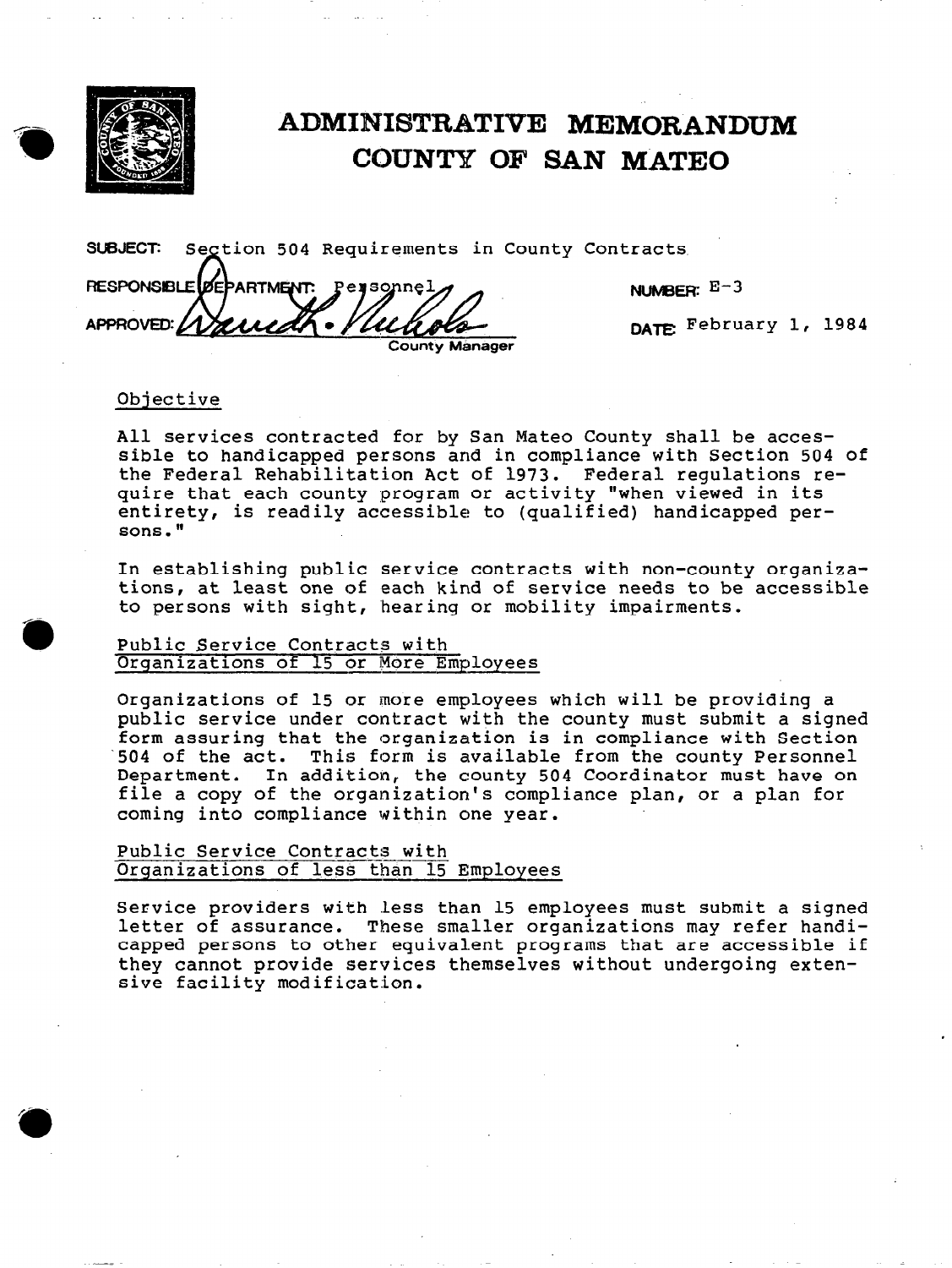# ADMINISTRATIVE MEMORANDUM
# COUNTY OF SAN MATEO

**SUBJECT:** Section 504 Requirements in County Contracts

**RESPONSIBLE DEPARTMENT:** Personnel

**NUMBER:** E-3

**APPROVED:** County Manager

**DATE:** February 1, 1984

## Objective

All services contracted for by San Mateo County shall be accessible to handicapped persons and in compliance with Section 504 of the Federal Rehabilitation Act of 1973. Federal regulations require that each county program or activity "when viewed in its entirety, is readily accessible to (qualified) handicapped persons."

In establishing public service contracts with non-county organizations, at least one of each kind of service needs to be accessible to persons with sight, hearing or mobility impairments.

## Public Service Contracts with Organizations of 15 or More Employees

Organizations of 15 or more employees which will be providing a public service under contract with the county must submit a signed form assuring that the organization is in compliance with Section 504 of the act. This form is available from the county Personnel Department. In addition, the county 504 Coordinator must have on file a copy of the organization's compliance plan, or a plan for coming into compliance within one year.

## Public Service Contracts with Organizations of less than 15 Employees

Service providers with less than 15 employees must submit a signed letter of assurance. These smaller organizations may refer handicapped persons to other equivalent programs that are accessible if they cannot provide services themselves without undergoing extensive facility modification.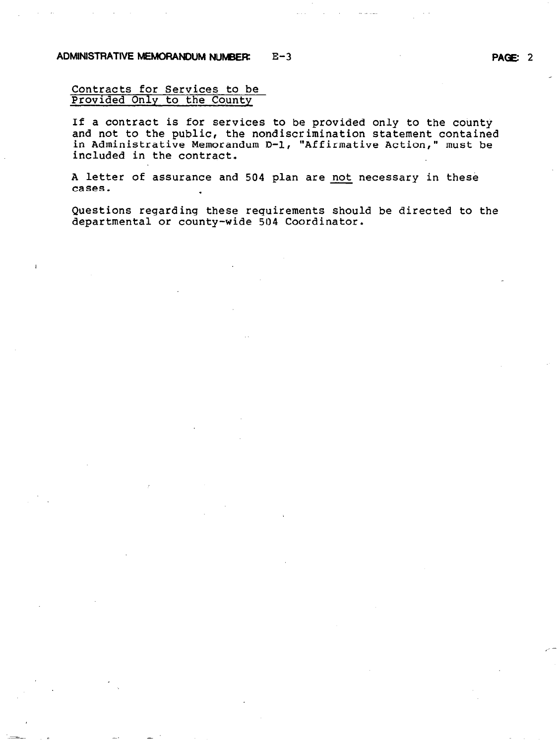Contracts for Services to be Provided Only to the County

If a contract is for services to be provided only to the county and not to the public, the nondiscrimination statement contained in Administrative Memorandum D-1, "Affirmative Action," must be included in the contract.

A letter of assurance and 504 plan are not necessary in these cases.

Questions regarding these requirements should be directed to the departmental or county-wide 504 Coordinator.